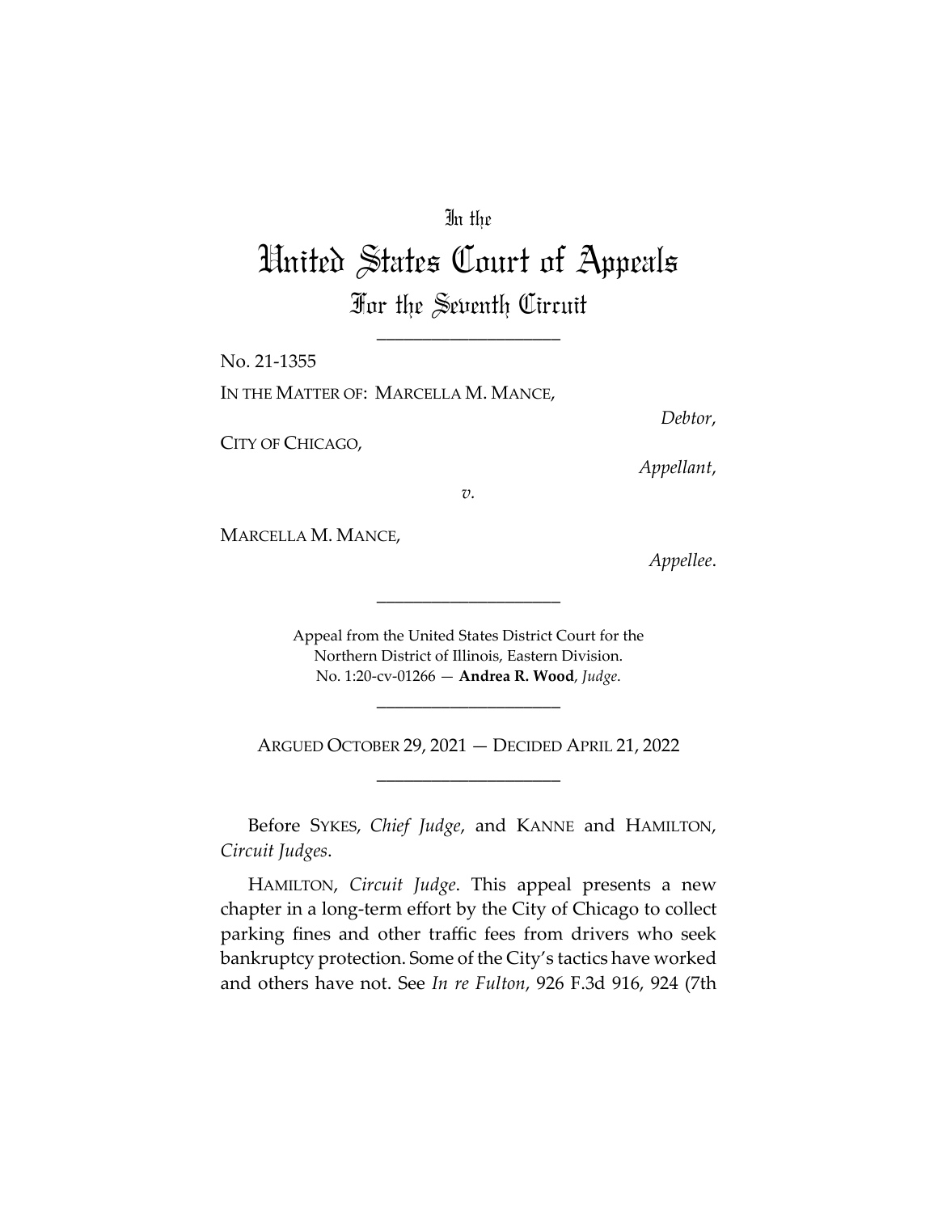In the

# United States Court of Appeals

## For the Seventh Circuit

---

No. 21-1355

IN THE MATTER OF: MARCELLA M. MANCE,

*Debtor*,

CITY OF CHICAGO,

*Appellant*,

*v.*

MARCELLA M. MANCE,

*Appellee*.

---

Appeal from the United States District Court for the Northern District of Illinois, Eastern Division.
No. 1:20-cv-01266 — **Andrea R. Wood**, *Judge*.

---

ARGUED OCTOBER 29, 2021 — DECIDED APRIL 21, 2022

---

Before SYKES, *Chief Judge*, and KANNE and HAMILTON, *Circuit Judges*.

HAMILTON, *Circuit Judge*. This appeal presents a new chapter in a long-term effort by the City of Chicago to collect parking fines and other traffic fees from drivers who seek bankruptcy protection. Some of the City's tactics have worked and others have not. See *In re Fulton*, 926 F.3d 916, 924 (7th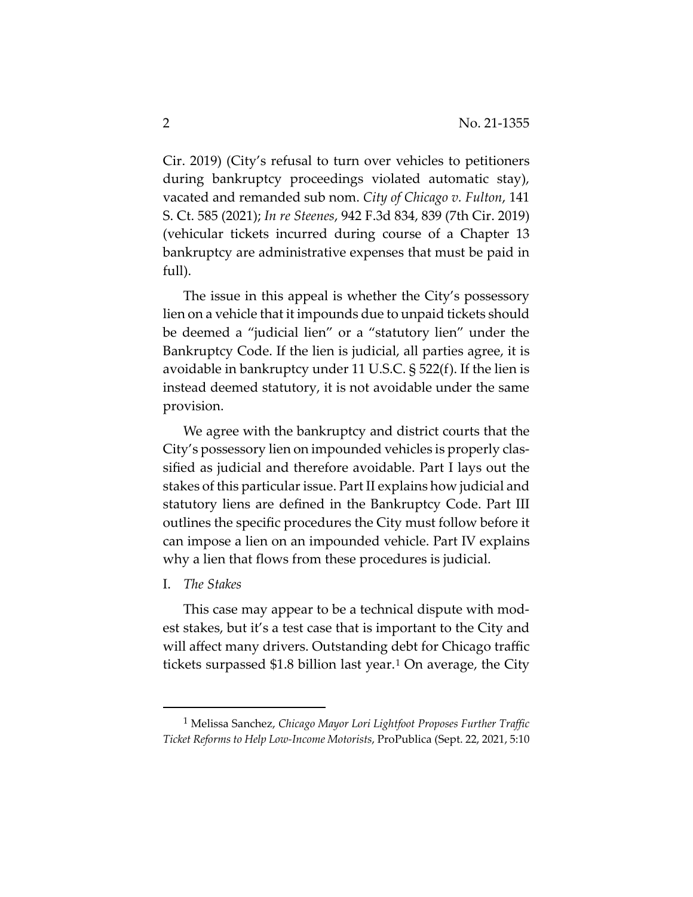Cir. 2019) (City's refusal to turn over vehicles to petitioners during bankruptcy proceedings violated automatic stay), vacated and remanded sub nom. *City of Chicago v. Fulton*, 141 S. Ct. 585 (2021); *In re Steenes*, 942 F.3d 834, 839 (7th Cir. 2019) (vehicular tickets incurred during course of a Chapter 13 bankruptcy are administrative expenses that must be paid in full).

The issue in this appeal is whether the City's possessory lien on a vehicle that it impounds due to unpaid tickets should be deemed a "judicial lien" or a "statutory lien" under the Bankruptcy Code. If the lien is judicial, all parties agree, it is avoidable in bankruptcy under 11 U.S.C. § 522(f). If the lien is instead deemed statutory, it is not avoidable under the same provision.

We agree with the bankruptcy and district courts that the City's possessory lien on impounded vehicles is properly classified as judicial and therefore avoidable. Part I lays out the stakes of this particular issue. Part II explains how judicial and statutory liens are defined in the Bankruptcy Code. Part III outlines the specific procedures the City must follow before it can impose a lien on an impounded vehicle. Part IV explains why a lien that flows from these procedures is judicial.

I. *The Stakes*

This case may appear to be a technical dispute with modest stakes, but it's a test case that is important to the City and will affect many drivers. Outstanding debt for Chicago traffic tickets surpassed $1.8 billion last year.[1] On average, the City

[1] Melissa Sanchez, *Chicago Mayor Lori Lightfoot Proposes Further Traffic Ticket Reforms to Help Low-Income Motorists*, ProPublica (Sept. 22, 2021, 5:10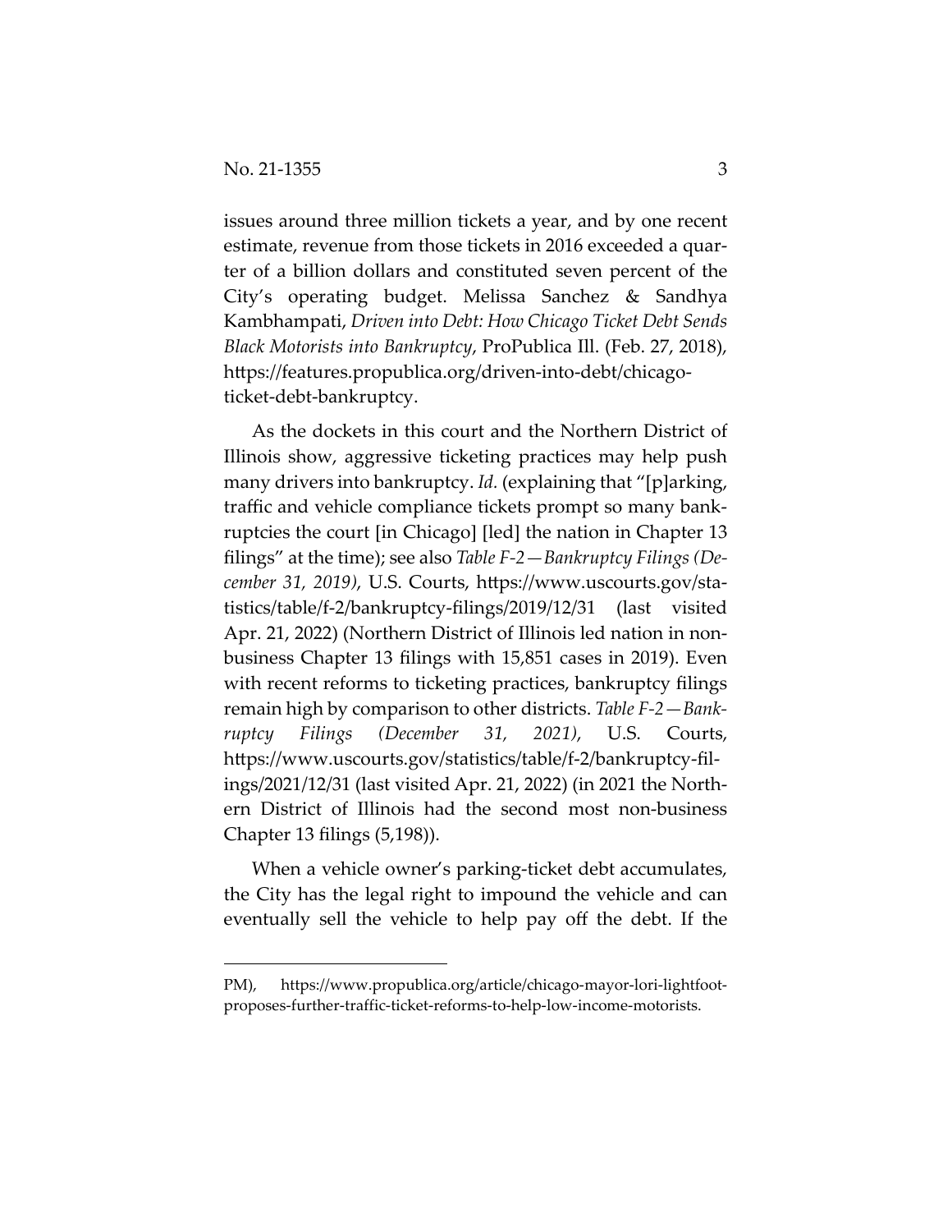issues around three million tickets a year, and by one recent estimate, revenue from those tickets in 2016 exceeded a quarter of a billion dollars and constituted seven percent of the City's operating budget. Melissa Sanchez & Sandhya Kambhampati, *Driven into Debt: How Chicago Ticket Debt Sends Black Motorists into Bankruptcy*, ProPublica Ill. (Feb. 27, 2018), https://features.propublica.org/driven-into-debt/chicago-ticket-debt-bankruptcy.

As the dockets in this court and the Northern District of Illinois show, aggressive ticketing practices may help push many drivers into bankruptcy. *Id.* (explaining that "[p]arking, traffic and vehicle compliance tickets prompt so many bankruptcies the court [in Chicago] [led] the nation in Chapter 13 filings" at the time); see also *Table F-2—Bankruptcy Filings (December 31, 2019)*, U.S. Courts, https://www.uscourts.gov/statistics/table/f-2/bankruptcy-filings/2019/12/31 (last visited Apr. 21, 2022) (Northern District of Illinois led nation in non-business Chapter 13 filings with 15,851 cases in 2019). Even with recent reforms to ticketing practices, bankruptcy filings remain high by comparison to other districts. *Table F-2—Bankruptcy Filings (December 31, 2021)*, U.S. Courts, https://www.uscourts.gov/statistics/table/f-2/bankruptcy-filings/2021/12/31 (last visited Apr. 21, 2022) (in 2021 the Northern District of Illinois had the second most non-business Chapter 13 filings (5,198)).

When a vehicle owner's parking-ticket debt accumulates, the City has the legal right to impound the vehicle and can eventually sell the vehicle to help pay off the debt. If the

---

PM), https://www.propublica.org/article/chicago-mayor-lori-lightfoot-proposes-further-traffic-ticket-reforms-to-help-low-income-motorists.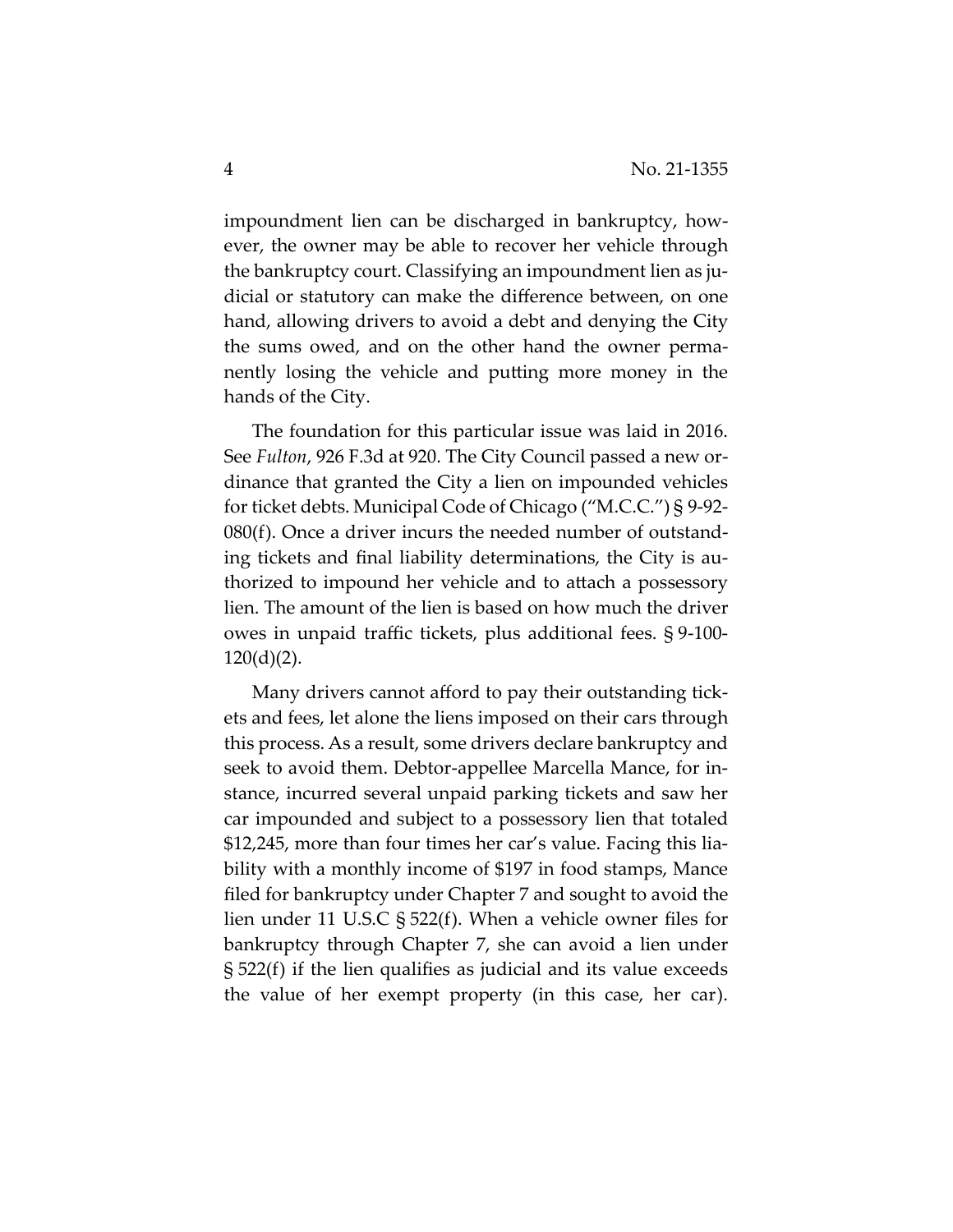impoundment lien can be discharged in bankruptcy, however, the owner may be able to recover her vehicle through the bankruptcy court. Classifying an impoundment lien as judicial or statutory can make the difference between, on one hand, allowing drivers to avoid a debt and denying the City the sums owed, and on the other hand the owner permanently losing the vehicle and putting more money in the hands of the City.

The foundation for this particular issue was laid in 2016. See *Fulton*, 926 F.3d at 920. The City Council passed a new ordinance that granted the City a lien on impounded vehicles for ticket debts. Municipal Code of Chicago ("M.C.C.") § 9-92-080(f). Once a driver incurs the needed number of outstanding tickets and final liability determinations, the City is authorized to impound her vehicle and to attach a possessory lien. The amount of the lien is based on how much the driver owes in unpaid traffic tickets, plus additional fees. § 9-100-120(d)(2).

Many drivers cannot afford to pay their outstanding tickets and fees, let alone the liens imposed on their cars through this process. As a result, some drivers declare bankruptcy and seek to avoid them. Debtor-appellee Marcella Mance, for instance, incurred several unpaid parking tickets and saw her car impounded and subject to a possessory lien that totaled $12,245, more than four times her car's value. Facing this liability with a monthly income of $197 in food stamps, Mance filed for bankruptcy under Chapter 7 and sought to avoid the lien under 11 U.S.C § 522(f). When a vehicle owner files for bankruptcy through Chapter 7, she can avoid a lien under § 522(f) if the lien qualifies as judicial and its value exceeds the value of her exempt property (in this case, her car).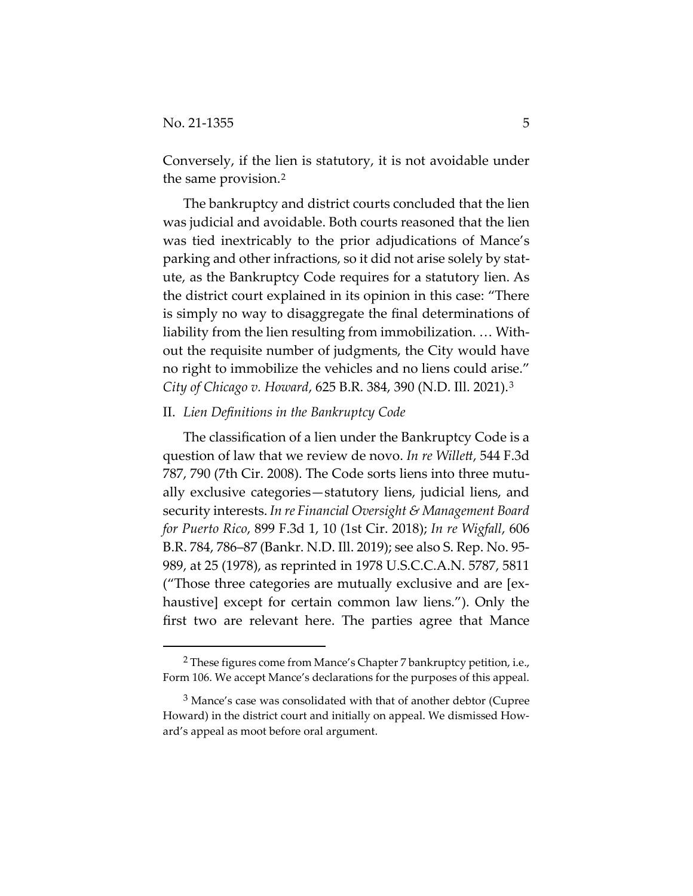Conversely, if the lien is statutory, it is not avoidable under the same provision.[2]

The bankruptcy and district courts concluded that the lien was judicial and avoidable. Both courts reasoned that the lien was tied inextricably to the prior adjudications of Mance's parking and other infractions, so it did not arise solely by statute, as the Bankruptcy Code requires for a statutory lien. As the district court explained in its opinion in this case: "There is simply no way to disaggregate the final determinations of liability from the lien resulting from immobilization. … Without the requisite number of judgments, the City would have no right to immobilize the vehicles and no liens could arise." *City of Chicago v. Howard*, 625 B.R. 384, 390 (N.D. Ill. 2021).[3]

## II. *Lien Definitions in the Bankruptcy Code*

The classification of a lien under the Bankruptcy Code is a question of law that we review de novo. *In re Willett*, 544 F.3d 787, 790 (7th Cir. 2008). The Code sorts liens into three mutually exclusive categories—statutory liens, judicial liens, and security interests. *In re Financial Oversight & Management Board for Puerto Rico*, 899 F.3d 1, 10 (1st Cir. 2018); *In re Wigfall*, 606 B.R. 784, 786–87 (Bankr. N.D. Ill. 2019); see also S. Rep. No. 95-989, at 25 (1978), as reprinted in 1978 U.S.C.C.A.N. 5787, 5811 ("Those three categories are mutually exclusive and are [exhaustive] except for certain common law liens."). Only the first two are relevant here. The parties agree that Mance

---

[2] These figures come from Mance's Chapter 7 bankruptcy petition, i.e., Form 106. We accept Mance's declarations for the purposes of this appeal.

[3] Mance's case was consolidated with that of another debtor (Cupree Howard) in the district court and initially on appeal. We dismissed Howard's appeal as moot before oral argument.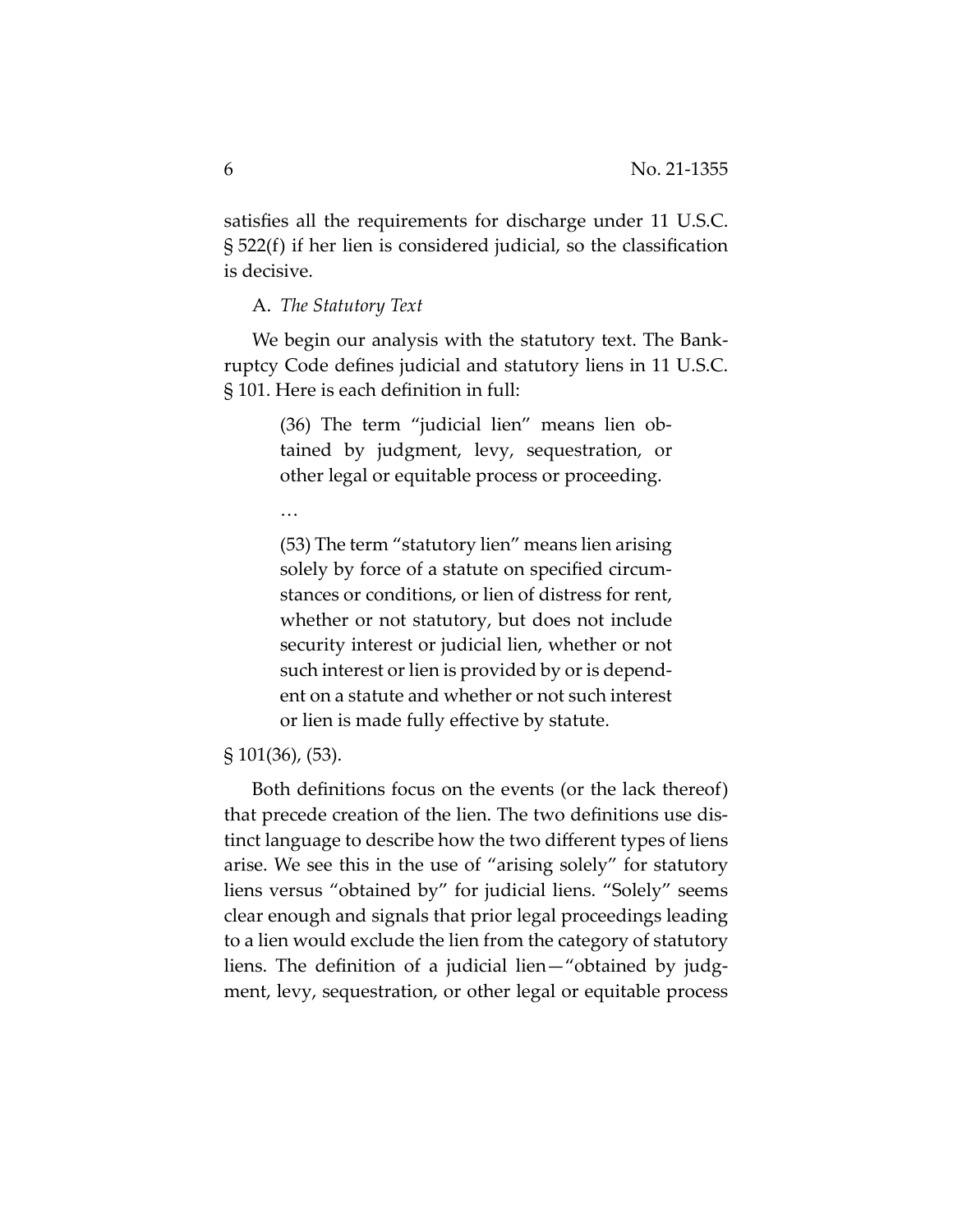satisfies all the requirements for discharge under 11 U.S.C. § 522(f) if her lien is considered judicial, so the classification is decisive.

A. *The Statutory Text*

We begin our analysis with the statutory text. The Bankruptcy Code defines judicial and statutory liens in 11 U.S.C. § 101. Here is each definition in full:

> (36) The term "judicial lien" means lien obtained by judgment, levy, sequestration, or other legal or equitable process or proceeding.
>
> …
>
> (53) The term "statutory lien" means lien arising solely by force of a statute on specified circumstances or conditions, or lien of distress for rent, whether or not statutory, but does not include security interest or judicial lien, whether or not such interest or lien is provided by or is dependent on a statute and whether or not such interest or lien is made fully effective by statute.

§ 101(36), (53).

Both definitions focus on the events (or the lack thereof) that precede creation of the lien. The two definitions use distinct language to describe how the two different types of liens arise. We see this in the use of "arising solely" for statutory liens versus "obtained by" for judicial liens. "Solely" seems clear enough and signals that prior legal proceedings leading to a lien would exclude the lien from the category of statutory liens. The definition of a judicial lien—"obtained by judgment, levy, sequestration, or other legal or equitable process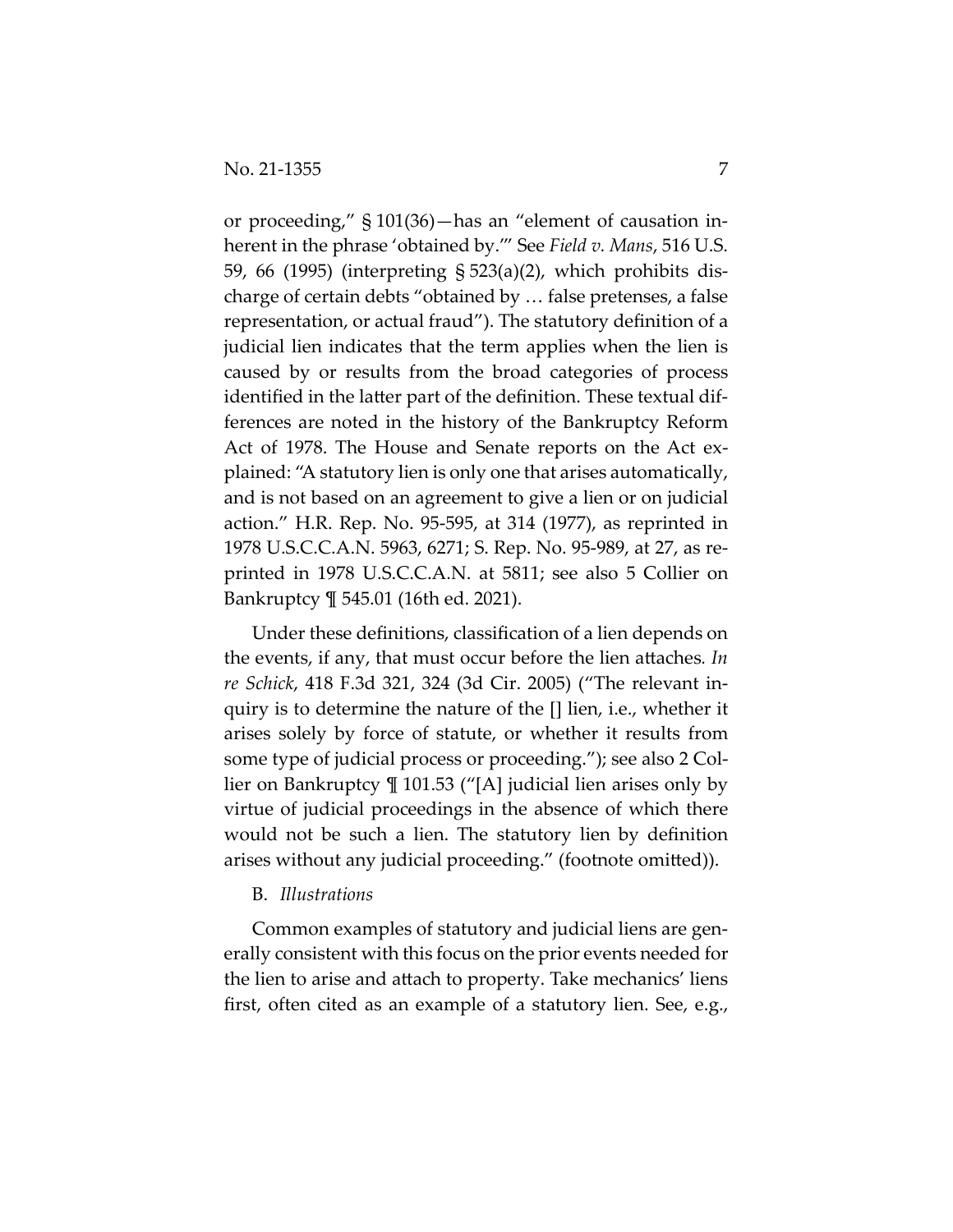or proceeding," § 101(36)—has an "element of causation inherent in the phrase 'obtained by.'" See *Field v. Mans*, 516 U.S. 59, 66 (1995) (interpreting § 523(a)(2), which prohibits discharge of certain debts "obtained by … false pretenses, a false representation, or actual fraud"). The statutory definition of a judicial lien indicates that the term applies when the lien is caused by or results from the broad categories of process identified in the latter part of the definition. These textual differences are noted in the history of the Bankruptcy Reform Act of 1978. The House and Senate reports on the Act explained: "A statutory lien is only one that arises automatically, and is not based on an agreement to give a lien or on judicial action." H.R. Rep. No. 95-595, at 314 (1977), as reprinted in 1978 U.S.C.C.A.N. 5963, 6271; S. Rep. No. 95-989, at 27, as reprinted in 1978 U.S.C.C.A.N. at 5811; see also 5 Collier on Bankruptcy ¶ 545.01 (16th ed. 2021).

Under these definitions, classification of a lien depends on the events, if any, that must occur before the lien attaches. *In re Schick*, 418 F.3d 321, 324 (3d Cir. 2005) ("The relevant inquiry is to determine the nature of the [] lien, i.e., whether it arises solely by force of statute, or whether it results from some type of judicial process or proceeding."); see also 2 Collier on Bankruptcy ¶ 101.53 ("[A] judicial lien arises only by virtue of judicial proceedings in the absence of which there would not be such a lien. The statutory lien by definition arises without any judicial proceeding." (footnote omitted)).

B. *Illustrations*

Common examples of statutory and judicial liens are generally consistent with this focus on the prior events needed for the lien to arise and attach to property. Take mechanics' liens first, often cited as an example of a statutory lien. See, e.g.,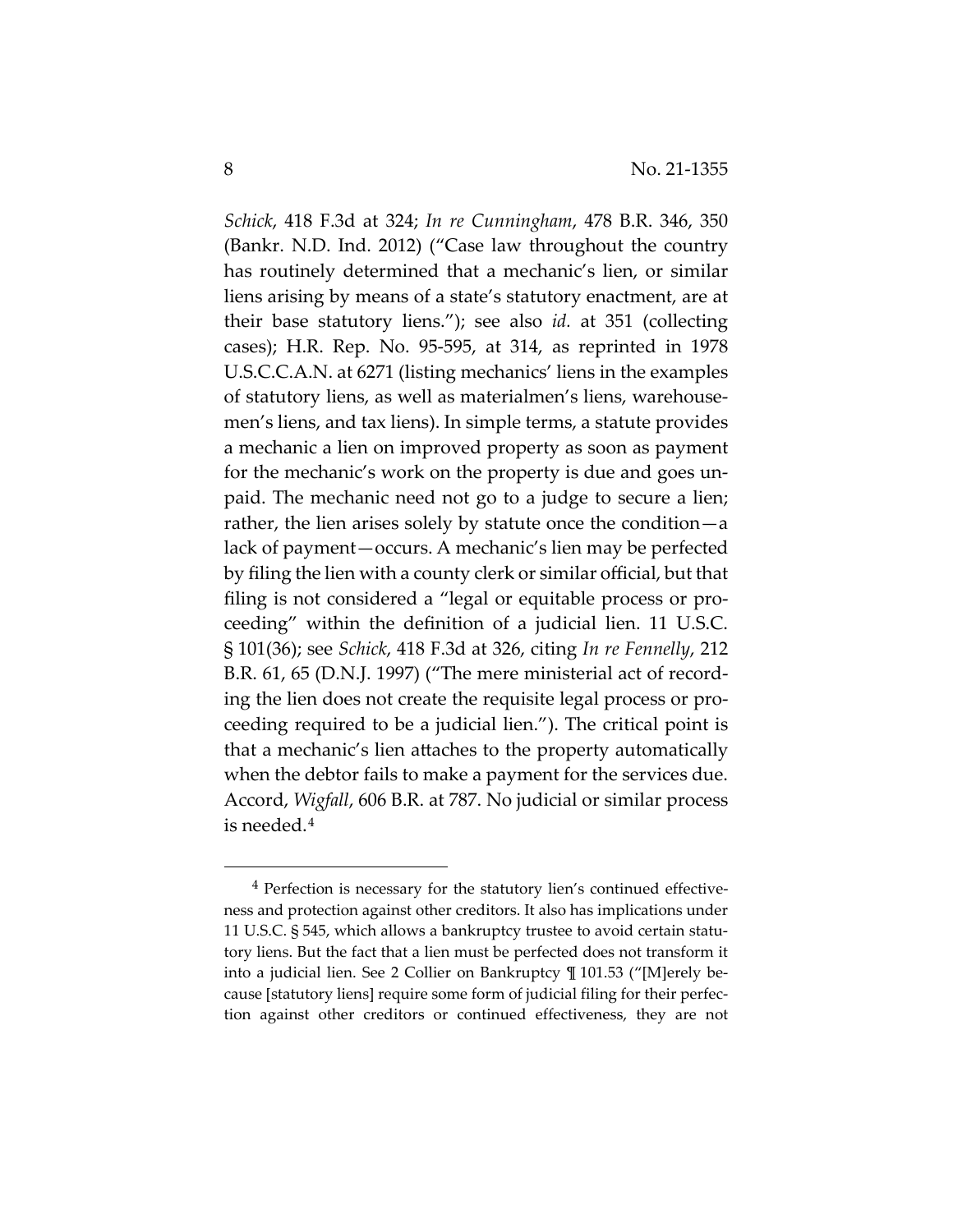*Schick*, 418 F.3d at 324; *In re Cunningham*, 478 B.R. 346, 350 (Bankr. N.D. Ind. 2012) ("Case law throughout the country has routinely determined that a mechanic's lien, or similar liens arising by means of a state's statutory enactment, are at their base statutory liens."); see also *id.* at 351 (collecting cases); H.R. Rep. No. 95-595, at 314, as reprinted in 1978 U.S.C.C.A.N. at 6271 (listing mechanics' liens in the examples of statutory liens, as well as materialmen's liens, warehousemen's liens, and tax liens). In simple terms, a statute provides a mechanic a lien on improved property as soon as payment for the mechanic's work on the property is due and goes unpaid. The mechanic need not go to a judge to secure a lien; rather, the lien arises solely by statute once the condition—a lack of payment—occurs. A mechanic's lien may be perfected by filing the lien with a county clerk or similar official, but that filing is not considered a "legal or equitable process or proceeding" within the definition of a judicial lien. 11 U.S.C. § 101(36); see *Schick*, 418 F.3d at 326, citing *In re Fennelly*, 212 B.R. 61, 65 (D.N.J. 1997) ("The mere ministerial act of recording the lien does not create the requisite legal process or proceeding required to be a judicial lien."). The critical point is that a mechanic's lien attaches to the property automatically when the debtor fails to make a payment for the services due. Accord, *Wigfall*, 606 B.R. at 787. No judicial or similar process is needed.[4]

---

[4] Perfection is necessary for the statutory lien's continued effectiveness and protection against other creditors. It also has implications under 11 U.S.C. § 545, which allows a bankruptcy trustee to avoid certain statutory liens. But the fact that a lien must be perfected does not transform it into a judicial lien. See 2 Collier on Bankruptcy ¶ 101.53 ("[M]erely because [statutory liens] require some form of judicial filing for their perfection against other creditors or continued effectiveness, they are not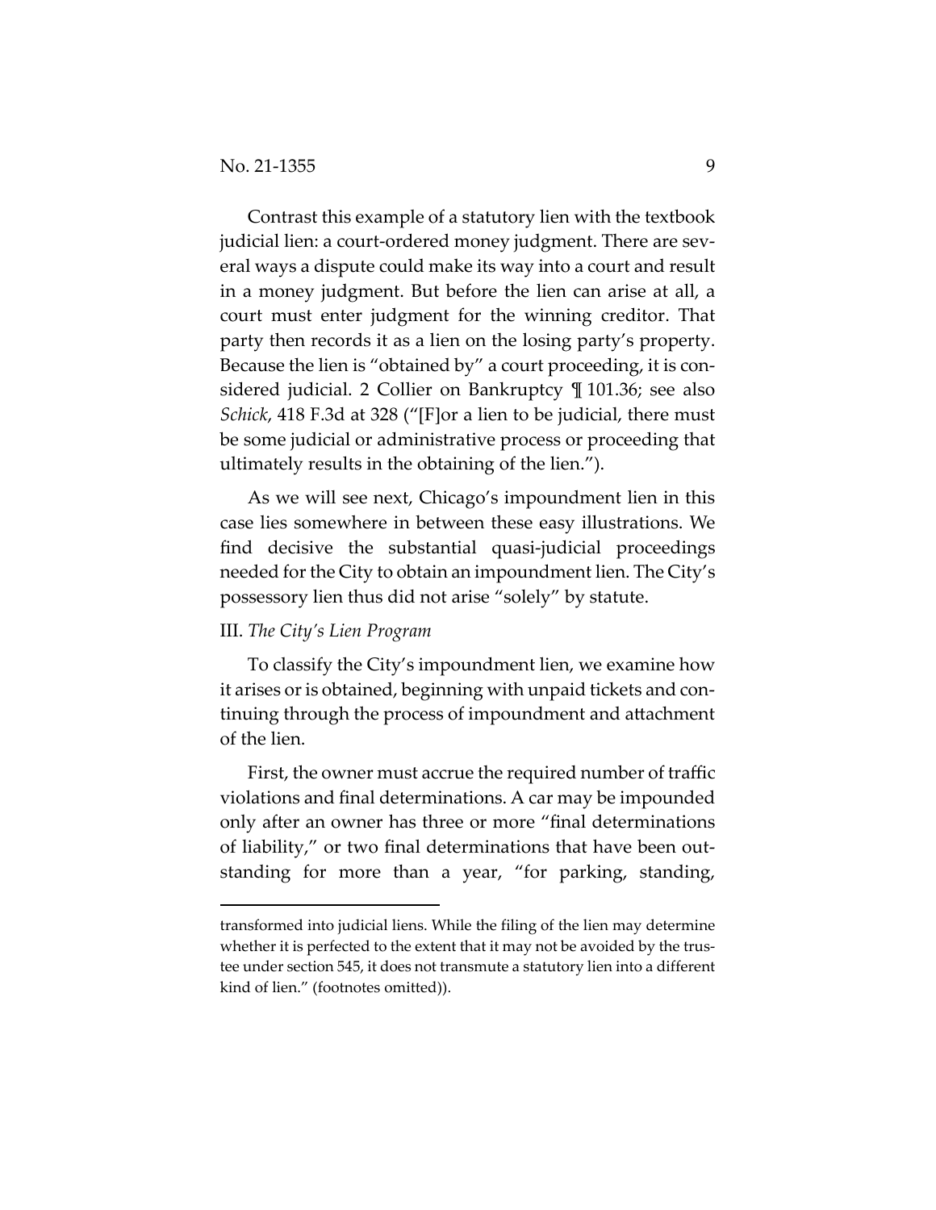Contrast this example of a statutory lien with the textbook judicial lien: a court-ordered money judgment. There are several ways a dispute could make its way into a court and result in a money judgment. But before the lien can arise at all, a court must enter judgment for the winning creditor. That party then records it as a lien on the losing party's property. Because the lien is "obtained by" a court proceeding, it is considered judicial. 2 Collier on Bankruptcy ¶ 101.36; see also *Schick*, 418 F.3d at 328 ("[F]or a lien to be judicial, there must be some judicial or administrative process or proceeding that ultimately results in the obtaining of the lien.").

As we will see next, Chicago's impoundment lien in this case lies somewhere in between these easy illustrations. We find decisive the substantial quasi-judicial proceedings needed for the City to obtain an impoundment lien. The City's possessory lien thus did not arise "solely" by statute.

### III. *The City's Lien Program*

To classify the City's impoundment lien, we examine how it arises or is obtained, beginning with unpaid tickets and continuing through the process of impoundment and attachment of the lien.

First, the owner must accrue the required number of traffic violations and final determinations. A car may be impounded only after an owner has three or more "final determinations of liability," or two final determinations that have been outstanding for more than a year, "for parking, standing,

---

transformed into judicial liens. While the filing of the lien may determine whether it is perfected to the extent that it may not be avoided by the trustee under section 545, it does not transmute a statutory lien into a different kind of lien." (footnotes omitted)).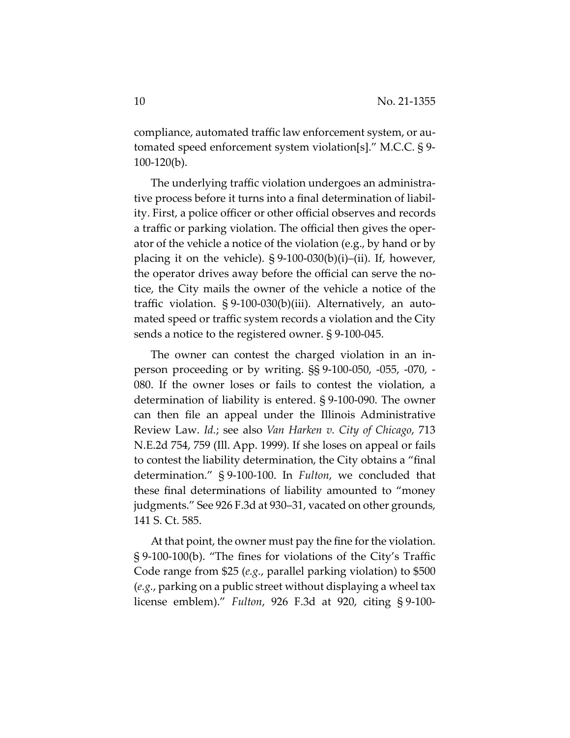compliance, automated traffic law enforcement system, or automated speed enforcement system violation[s]." M.C.C. § 9-100-120(b).

The underlying traffic violation undergoes an administrative process before it turns into a final determination of liability. First, a police officer or other official observes and records a traffic or parking violation. The official then gives the operator of the vehicle a notice of the violation (e.g., by hand or by placing it on the vehicle). § 9-100-030(b)(i)–(ii). If, however, the operator drives away before the official can serve the notice, the City mails the owner of the vehicle a notice of the traffic violation. § 9-100-030(b)(iii). Alternatively, an automated speed or traffic system records a violation and the City sends a notice to the registered owner. § 9-100-045.

The owner can contest the charged violation in an in-person proceeding or by writing. §§ 9-100-050, -055, -070, -080. If the owner loses or fails to contest the violation, a determination of liability is entered. § 9-100-090. The owner can then file an appeal under the Illinois Administrative Review Law. *Id.*; see also *Van Harken v. City of Chicago*, 713 N.E.2d 754, 759 (Ill. App. 1999). If she loses on appeal or fails to contest the liability determination, the City obtains a "final determination." § 9-100-100. In *Fulton*, we concluded that these final determinations of liability amounted to "money judgments." See 926 F.3d at 930–31, vacated on other grounds, 141 S. Ct. 585.

At that point, the owner must pay the fine for the violation. § 9-100-100(b). "The fines for violations of the City's Traffic Code range from $25 (*e.g.*, parallel parking violation) to $500 (*e.g.*, parking on a public street without displaying a wheel tax license emblem)." *Fulton*, 926 F.3d at 920, citing § 9-100-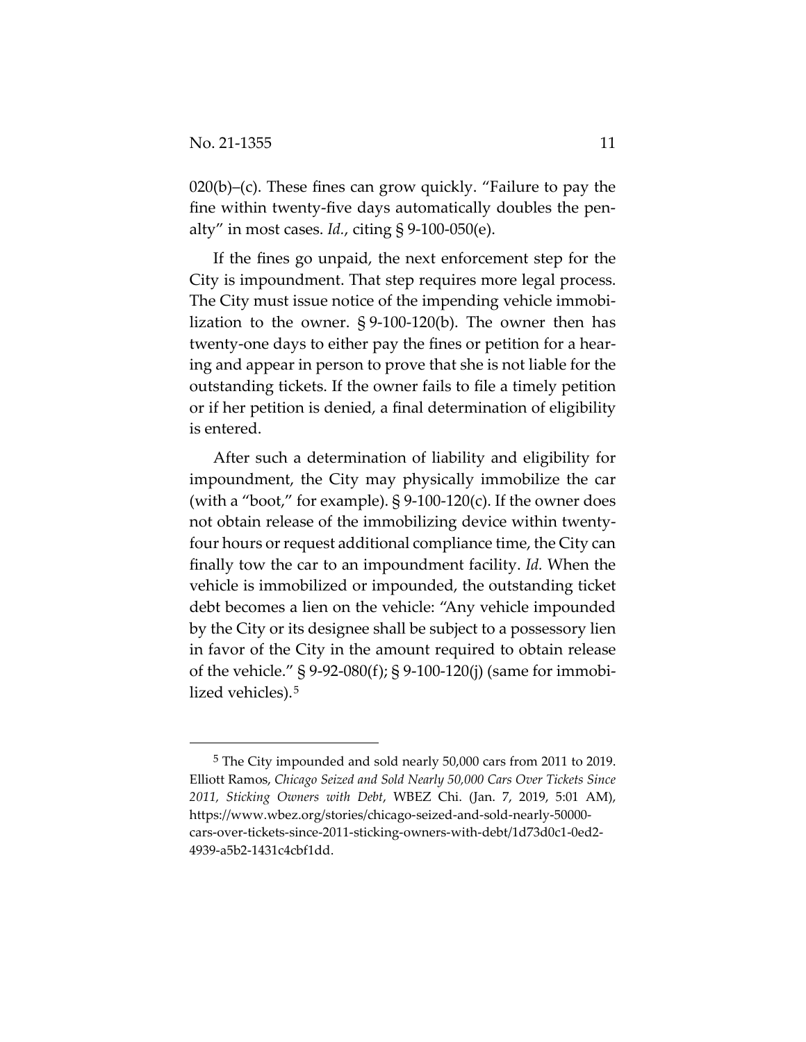020(b)–(c). These fines can grow quickly. "Failure to pay the fine within twenty-five days automatically doubles the penalty" in most cases. *Id.*, citing § 9-100-050(e).

If the fines go unpaid, the next enforcement step for the City is impoundment. That step requires more legal process. The City must issue notice of the impending vehicle immobilization to the owner. § 9-100-120(b). The owner then has twenty-one days to either pay the fines or petition for a hearing and appear in person to prove that she is not liable for the outstanding tickets. If the owner fails to file a timely petition or if her petition is denied, a final determination of eligibility is entered.

After such a determination of liability and eligibility for impoundment, the City may physically immobilize the car (with a "boot," for example). § 9-100-120(c). If the owner does not obtain release of the immobilizing device within twenty-four hours or request additional compliance time, the City can finally tow the car to an impoundment facility. *Id.* When the vehicle is immobilized or impounded, the outstanding ticket debt becomes a lien on the vehicle: "Any vehicle impounded by the City or its designee shall be subject to a possessory lien in favor of the City in the amount required to obtain release of the vehicle." § 9-92-080(f); § 9-100-120(j) (same for immobilized vehicles).[5]

---

[5] The City impounded and sold nearly 50,000 cars from 2011 to 2019. Elliott Ramos, *Chicago Seized and Sold Nearly 50,000 Cars Over Tickets Since 2011, Sticking Owners with Debt*, WBEZ Chi. (Jan. 7, 2019, 5:01 AM), https://www.wbez.org/stories/chicago-seized-and-sold-nearly-50000-cars-over-tickets-since-2011-sticking-owners-with-debt/1d73d0c1-0ed2-4939-a5b2-1431c4cbf1dd.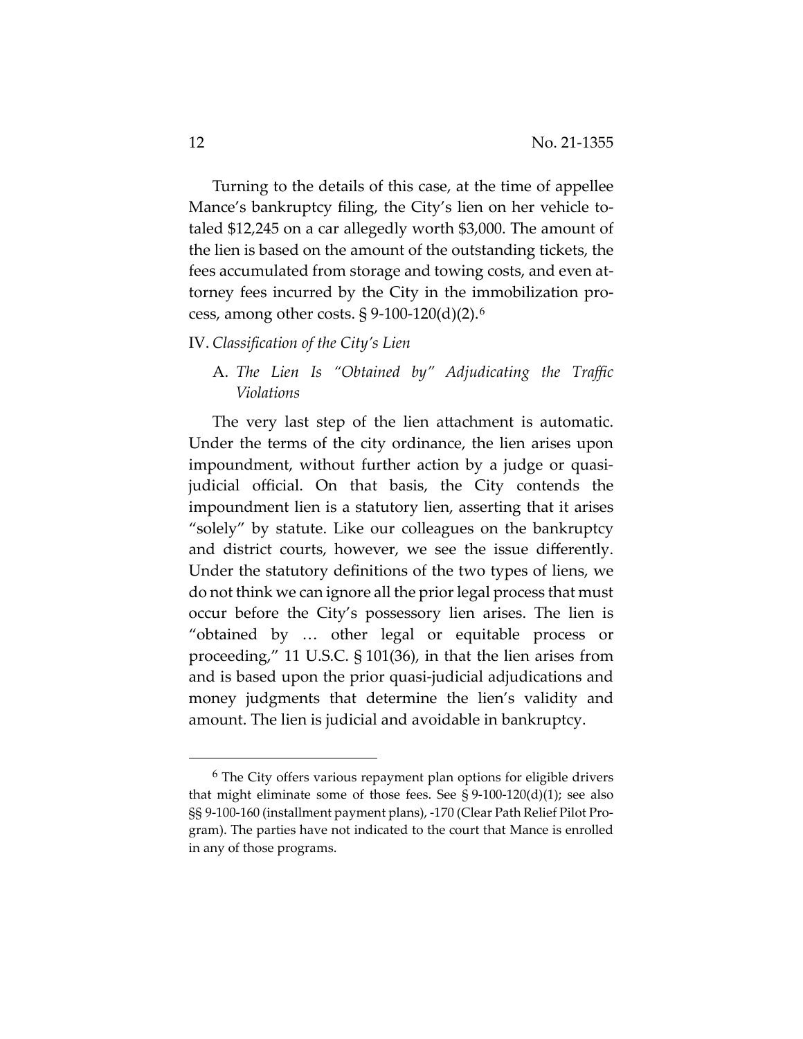Turning to the details of this case, at the time of appellee Mance's bankruptcy filing, the City's lien on her vehicle totaled $12,245 on a car allegedly worth $3,000. The amount of the lien is based on the amount of the outstanding tickets, the fees accumulated from storage and towing costs, and even attorney fees incurred by the City in the immobilization process, among other costs. § 9-100-120(d)(2).[6]

## IV. *Classification of the City's Lien*

### A. *The Lien Is "Obtained by" Adjudicating the Traffic Violations*

The very last step of the lien attachment is automatic. Under the terms of the city ordinance, the lien arises upon impoundment, without further action by a judge or quasi-judicial official. On that basis, the City contends the impoundment lien is a statutory lien, asserting that it arises "solely" by statute. Like our colleagues on the bankruptcy and district courts, however, we see the issue differently. Under the statutory definitions of the two types of liens, we do not think we can ignore all the prior legal process that must occur before the City's possessory lien arises. The lien is "obtained by … other legal or equitable process or proceeding," 11 U.S.C. § 101(36), in that the lien arises from and is based upon the prior quasi-judicial adjudications and money judgments that determine the lien's validity and amount. The lien is judicial and avoidable in bankruptcy.

---

[6] The City offers various repayment plan options for eligible drivers that might eliminate some of those fees. See § 9-100-120(d)(1); see also §§ 9-100-160 (installment payment plans), -170 (Clear Path Relief Pilot Program). The parties have not indicated to the court that Mance is enrolled in any of those programs.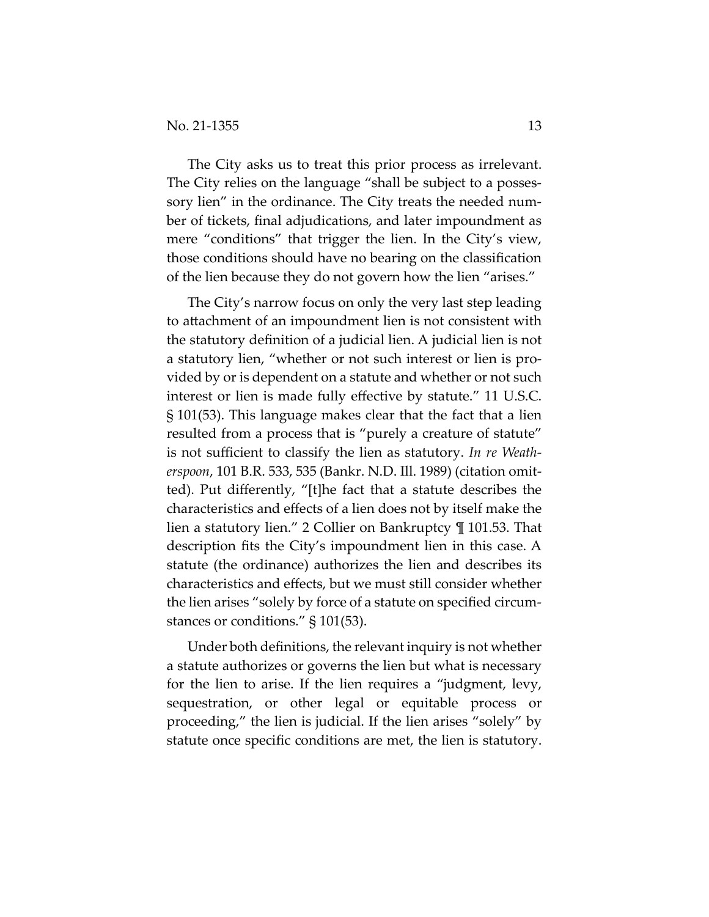The City asks us to treat this prior process as irrelevant. The City relies on the language "shall be subject to a possessory lien" in the ordinance. The City treats the needed number of tickets, final adjudications, and later impoundment as mere "conditions" that trigger the lien. In the City's view, those conditions should have no bearing on the classification of the lien because they do not govern how the lien "arises."

The City's narrow focus on only the very last step leading to attachment of an impoundment lien is not consistent with the statutory definition of a judicial lien. A judicial lien is not a statutory lien, "whether or not such interest or lien is provided by or is dependent on a statute and whether or not such interest or lien is made fully effective by statute." 11 U.S.C. § 101(53). This language makes clear that the fact that a lien resulted from a process that is "purely a creature of statute" is not sufficient to classify the lien as statutory. *In re Weatherspoon*, 101 B.R. 533, 535 (Bankr. N.D. Ill. 1989) (citation omitted). Put differently, "[t]he fact that a statute describes the characteristics and effects of a lien does not by itself make the lien a statutory lien." 2 Collier on Bankruptcy ¶ 101.53. That description fits the City's impoundment lien in this case. A statute (the ordinance) authorizes the lien and describes its characteristics and effects, but we must still consider whether the lien arises "solely by force of a statute on specified circumstances or conditions." § 101(53).

Under both definitions, the relevant inquiry is not whether a statute authorizes or governs the lien but what is necessary for the lien to arise. If the lien requires a "judgment, levy, sequestration, or other legal or equitable process or proceeding," the lien is judicial. If the lien arises "solely" by statute once specific conditions are met, the lien is statutory.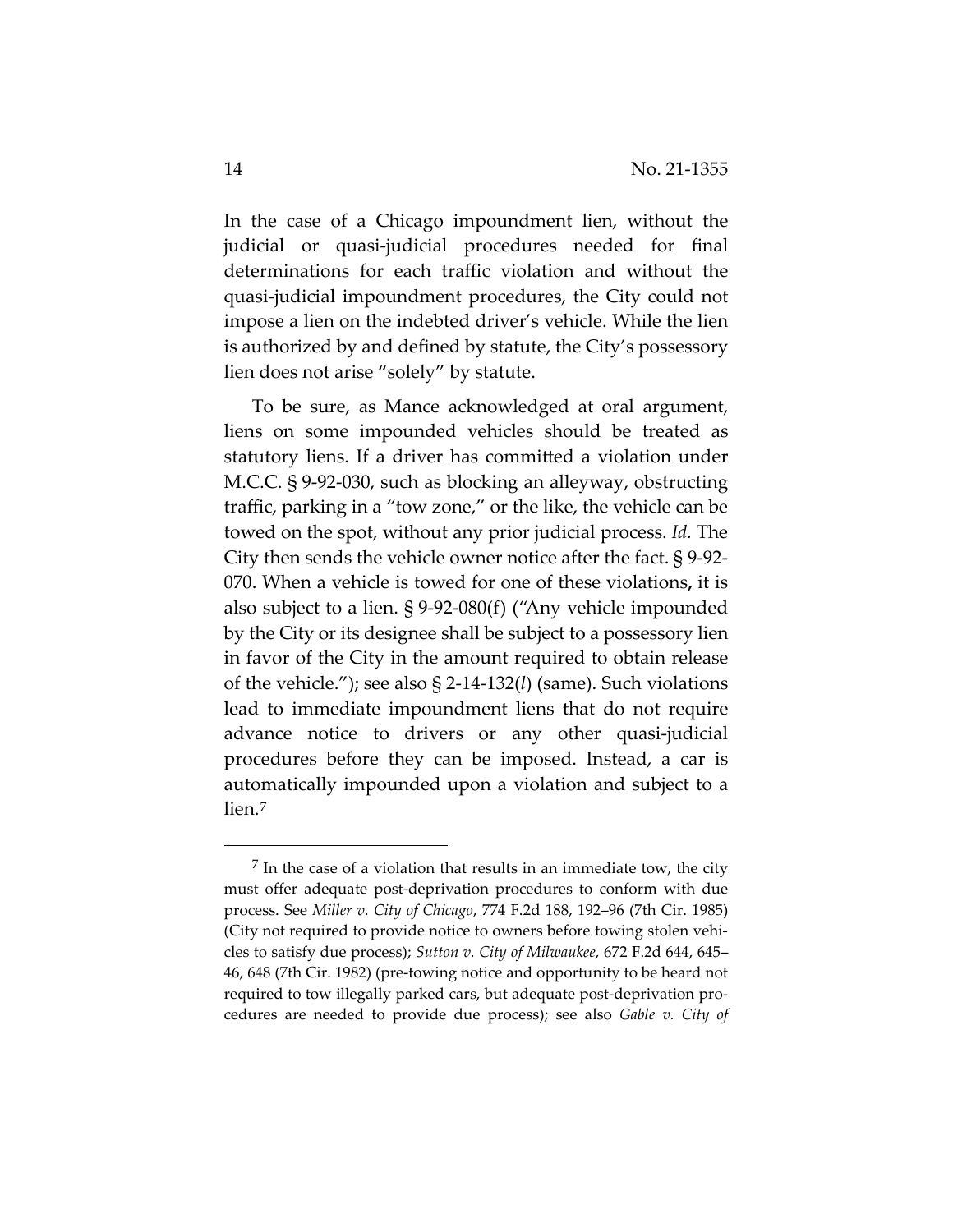In the case of a Chicago impoundment lien, without the judicial or quasi-judicial procedures needed for final determinations for each traffic violation and without the quasi-judicial impoundment procedures, the City could not impose a lien on the indebted driver's vehicle. While the lien is authorized by and defined by statute, the City's possessory lien does not arise "solely" by statute.

To be sure, as Mance acknowledged at oral argument, liens on some impounded vehicles should be treated as statutory liens. If a driver has committed a violation under M.C.C. § 9-92-030, such as blocking an alleyway, obstructing traffic, parking in a "tow zone," or the like, the vehicle can be towed on the spot, without any prior judicial process. *Id.* The City then sends the vehicle owner notice after the fact. § 9-92-070. When a vehicle is towed for one of these violations**,** it is also subject to a lien. § 9-92-080(f) ("Any vehicle impounded by the City or its designee shall be subject to a possessory lien in favor of the City in the amount required to obtain release of the vehicle."); see also § 2-14-132(*l*) (same). Such violations lead to immediate impoundment liens that do not require advance notice to drivers or any other quasi-judicial procedures before they can be imposed. Instead, a car is automatically impounded upon a violation and subject to a lien.[7]

[7] In the case of a violation that results in an immediate tow, the city must offer adequate post-deprivation procedures to conform with due process. See *Miller v. City of Chicago*, 774 F.2d 188, 192–96 (7th Cir. 1985) (City not required to provide notice to owners before towing stolen vehicles to satisfy due process); *Sutton v. City of Milwaukee*, 672 F.2d 644, 645–46, 648 (7th Cir. 1982) (pre-towing notice and opportunity to be heard not required to tow illegally parked cars, but adequate post-deprivation procedures are needed to provide due process); see also *Gable v. City of*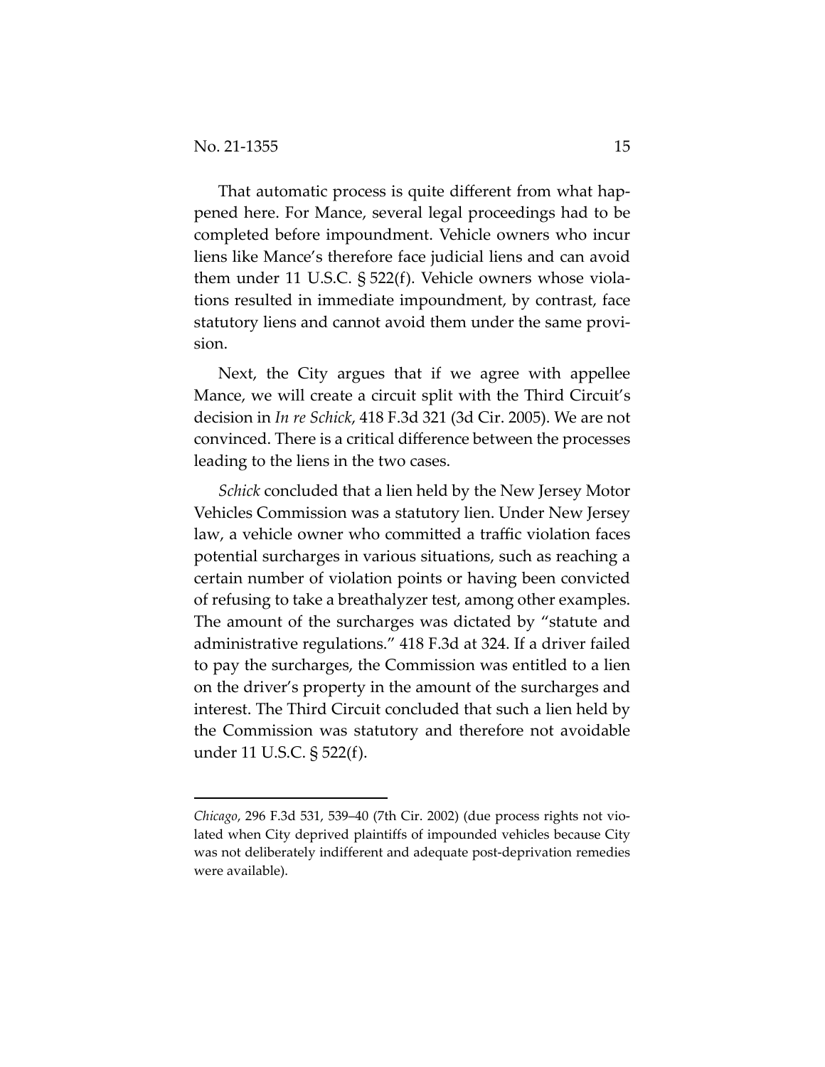That automatic process is quite different from what happened here. For Mance, several legal proceedings had to be completed before impoundment. Vehicle owners who incur liens like Mance's therefore face judicial liens and can avoid them under 11 U.S.C. § 522(f). Vehicle owners whose violations resulted in immediate impoundment, by contrast, face statutory liens and cannot avoid them under the same provision.

Next, the City argues that if we agree with appellee Mance, we will create a circuit split with the Third Circuit's decision in *In re Schick*, 418 F.3d 321 (3d Cir. 2005). We are not convinced. There is a critical difference between the processes leading to the liens in the two cases.

*Schick* concluded that a lien held by the New Jersey Motor Vehicles Commission was a statutory lien. Under New Jersey law, a vehicle owner who committed a traffic violation faces potential surcharges in various situations, such as reaching a certain number of violation points or having been convicted of refusing to take a breathalyzer test, among other examples. The amount of the surcharges was dictated by "statute and administrative regulations." 418 F.3d at 324. If a driver failed to pay the surcharges, the Commission was entitled to a lien on the driver's property in the amount of the surcharges and interest. The Third Circuit concluded that such a lien held by the Commission was statutory and therefore not avoidable under 11 U.S.C. § 522(f).

---

*Chicago*, 296 F.3d 531, 539–40 (7th Cir. 2002) (due process rights not violated when City deprived plaintiffs of impounded vehicles because City was not deliberately indifferent and adequate post-deprivation remedies were available).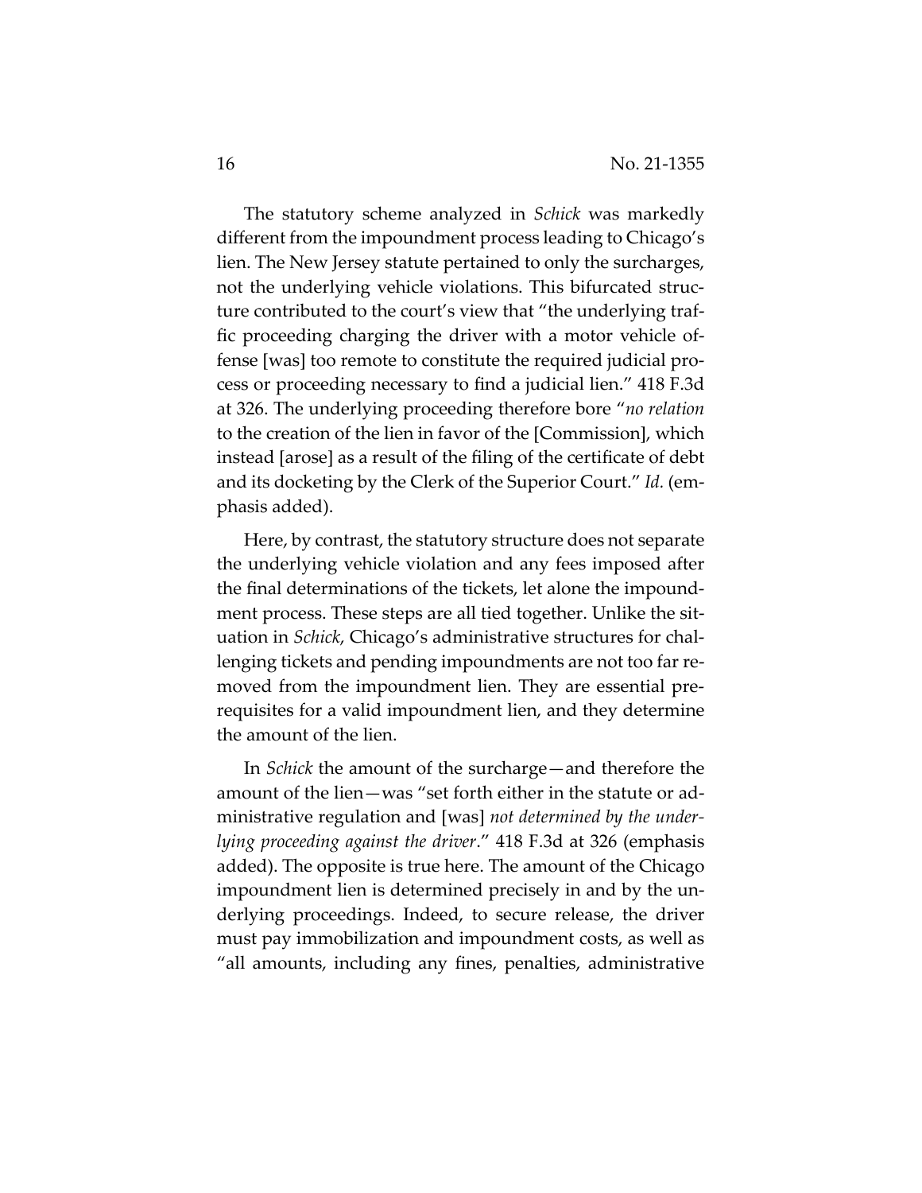The statutory scheme analyzed in *Schick* was markedly different from the impoundment process leading to Chicago's lien. The New Jersey statute pertained to only the surcharges, not the underlying vehicle violations. This bifurcated structure contributed to the court's view that "the underlying traffic proceeding charging the driver with a motor vehicle offense [was] too remote to constitute the required judicial process or proceeding necessary to find a judicial lien." 418 F.3d at 326. The underlying proceeding therefore bore "*no relation* to the creation of the lien in favor of the [Commission], which instead [arose] as a result of the filing of the certificate of debt and its docketing by the Clerk of the Superior Court." *Id.* (emphasis added).

Here, by contrast, the statutory structure does not separate the underlying vehicle violation and any fees imposed after the final determinations of the tickets, let alone the impoundment process. These steps are all tied together. Unlike the situation in *Schick*, Chicago's administrative structures for challenging tickets and pending impoundments are not too far removed from the impoundment lien. They are essential prerequisites for a valid impoundment lien, and they determine the amount of the lien.

In *Schick* the amount of the surcharge—and therefore the amount of the lien—was "set forth either in the statute or administrative regulation and [was] *not determined by the underlying proceeding against the driver*." 418 F.3d at 326 (emphasis added). The opposite is true here. The amount of the Chicago impoundment lien is determined precisely in and by the underlying proceedings. Indeed, to secure release, the driver must pay immobilization and impoundment costs, as well as "all amounts, including any fines, penalties, administrative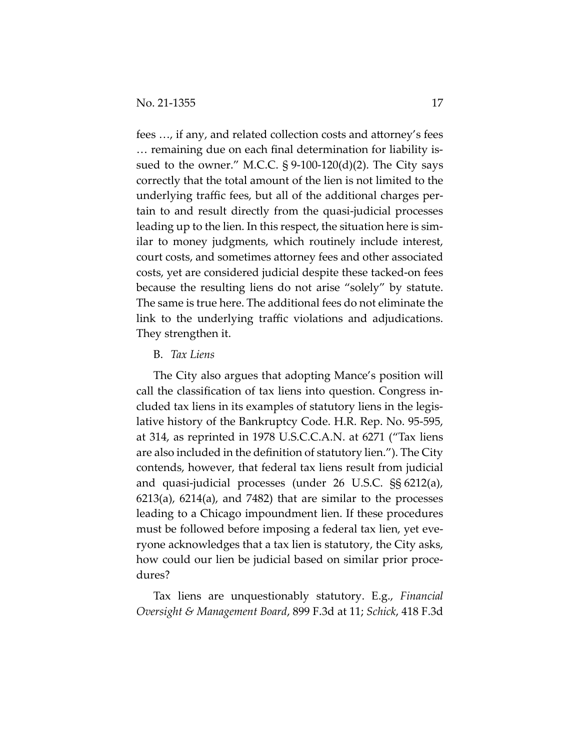fees …, if any, and related collection costs and attorney's fees … remaining due on each final determination for liability issued to the owner." M.C.C. § 9-100-120(d)(2). The City says correctly that the total amount of the lien is not limited to the underlying traffic fees, but all of the additional charges pertain to and result directly from the quasi-judicial processes leading up to the lien. In this respect, the situation here is similar to money judgments, which routinely include interest, court costs, and sometimes attorney fees and other associated costs, yet are considered judicial despite these tacked-on fees because the resulting liens do not arise "solely" by statute. The same is true here. The additional fees do not eliminate the link to the underlying traffic violations and adjudications. They strengthen it.

B. *Tax Liens*

The City also argues that adopting Mance's position will call the classification of tax liens into question. Congress included tax liens in its examples of statutory liens in the legislative history of the Bankruptcy Code. H.R. Rep. No. 95-595, at 314, as reprinted in 1978 U.S.C.C.A.N. at 6271 ("Tax liens are also included in the definition of statutory lien."). The City contends, however, that federal tax liens result from judicial and quasi-judicial processes (under 26 U.S.C. §§ 6212(a), 6213(a), 6214(a), and 7482) that are similar to the processes leading to a Chicago impoundment lien. If these procedures must be followed before imposing a federal tax lien, yet everyone acknowledges that a tax lien is statutory, the City asks, how could our lien be judicial based on similar prior procedures?

Tax liens are unquestionably statutory. E.g., *Financial Oversight & Management Board*, 899 F.3d at 11; *Schick*, 418 F.3d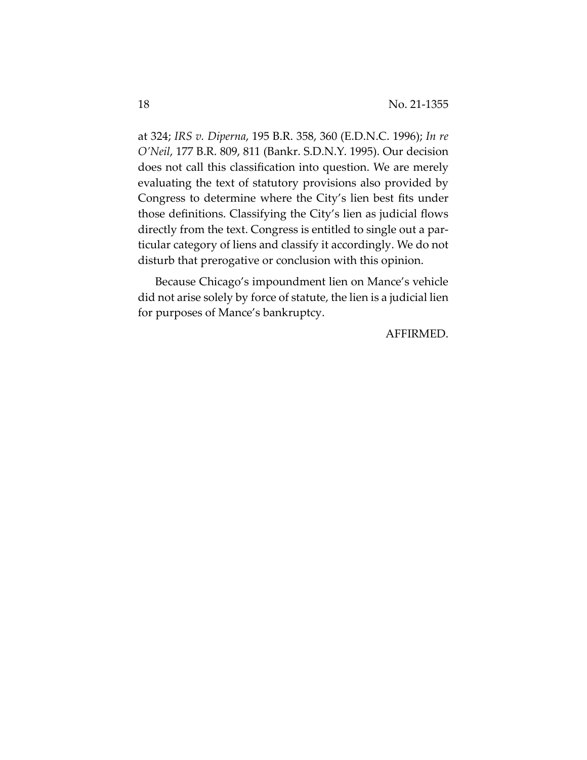at 324; *IRS v. Diperna*, 195 B.R. 358, 360 (E.D.N.C. 1996); *In re O'Neil*, 177 B.R. 809, 811 (Bankr. S.D.N.Y. 1995). Our decision does not call this classification into question. We are merely evaluating the text of statutory provisions also provided by Congress to determine where the City's lien best fits under those definitions. Classifying the City's lien as judicial flows directly from the text. Congress is entitled to single out a particular category of liens and classify it accordingly. We do not disturb that prerogative or conclusion with this opinion.

Because Chicago's impoundment lien on Mance's vehicle did not arise solely by force of statute, the lien is a judicial lien for purposes of Mance's bankruptcy.

AFFIRMED.